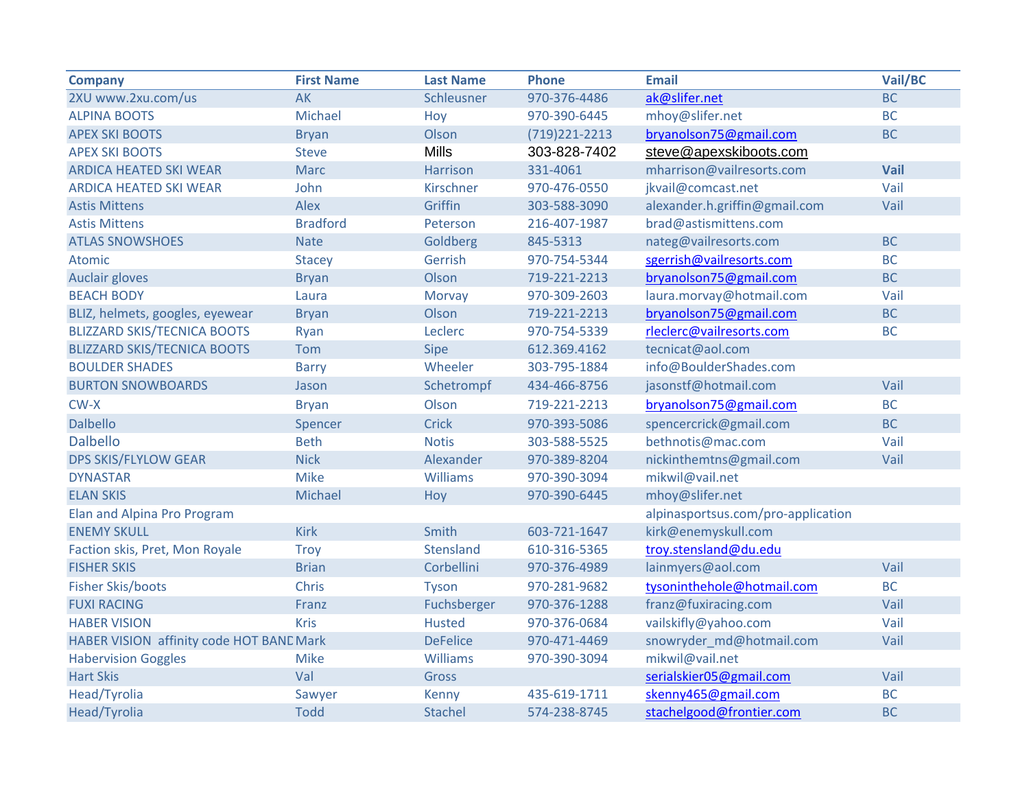| Company | First Name | Last Name | Phone | Email | Vail/BC |
|---|---|---|---|---|---|
| 2XU www.2xu.com/us | AK | Schleusner | 970-376-4486 | ak@slifer.net | BC |
| ALPINA BOOTS | Michael | Hoy | 970-390-6445 | mhoy@slifer.net | BC |
| APEX SKI BOOTS | Bryan | Olson | (719)221-2213 | bryanolson75@gmail.com | BC |
| APEX SKI BOOTS | Steve | Mills | 303-828-7402 | steve@apexskiboots.com | |
| ARDICA HEATED SKI WEAR | Marc | Harrison | 331-4061 | mharrison@vailresorts.com | **Vail** |
| ARDICA HEATED SKI WEAR | John | Kirschner | 970-476-0550 | jkvail@comcast.net | Vail |
| Astis Mittens | Alex | Griffin | 303-588-3090 | alexander.h.griffin@gmail.com | Vail |
| Astis Mittens | Bradford | Peterson | 216-407-1987 | brad@astismittens.com | |
| ATLAS SNOWSHOES | Nate | Goldberg | 845-5313 | nateg@vailresorts.com | BC |
| Atomic | Stacey | Gerrish | 970-754-5344 | sgerrish@vailresorts.com | BC |
| Auclair gloves | Bryan | Olson | 719-221-2213 | bryanolson75@gmail.com | BC |
| BEACH BODY | Laura | Morvay | 970-309-2603 | laura.morvay@hotmail.com | Vail |
| BLIZ, helmets, googles, eyewear | Bryan | Olson | 719-221-2213 | bryanolson75@gmail.com | BC |
| BLIZZARD SKIS/TECNICA BOOTS | Ryan | Leclerc | 970-754-5339 | rleclerc@vailresorts.com | BC |
| BLIZZARD SKIS/TECNICA BOOTS | Tom | Sipe | 612.369.4162 | tecnicat@aol.com | |
| BOULDER SHADES | Barry | Wheeler | 303-795-1884 | info@BoulderShades.com | |
| BURTON SNOWBOARDS | Jason | Schetrompf | 434-466-8756 | jasonstf@hotmail.com | Vail |
| CW-X | Bryan | Olson | 719-221-2213 | bryanolson75@gmail.com | BC |
| Dalbello | Spencer | Crick | 970-393-5086 | spencercrick@gmail.com | BC |
| Dalbello | Beth | Notis | 303-588-5525 | bethnotis@mac.com | Vail |
| DPS SKIS/FLYLOW GEAR | Nick | Alexander | 970-389-8204 | nickinthemtns@gmail.com | Vail |
| DYNASTAR | Mike | Williams | 970-390-3094 | mikwil@vail.net | |
| ELAN SKIS | Michael | Hoy | 970-390-6445 | mhoy@slifer.net | |
| Elan and Alpina Pro Program | | | | alpinasportsus.com/pro-application | |
| ENEMY SKULL | Kirk | Smith | 603-721-1647 | kirk@enemyskull.com | |
| Faction skis, Pret, Mon Royale | Troy | Stensland | 610-316-5365 | troy.stensland@du.edu | |
| FISHER SKIS | Brian | Corbellini | 970-376-4989 | lainmyers@aol.com | Vail |
| Fisher Skis/boots | Chris | Tyson | 970-281-9682 | tysoninthehole@hotmail.com | BC |
| FUXI RACING | Franz | Fuchsberger | 970-376-1288 | franz@fuxiracing.com | Vail |
| HABER VISION | Kris | Husted | 970-376-0684 | vailskifly@yahoo.com | Vail |
| HABER VISION affinity code HOT BAND | Mark | DeFelice | 970-471-4469 | snowryder_md@hotmail.com | Vail |
| Habervision Goggles | Mike | Williams | 970-390-3094 | mikwil@vail.net | |
| Hart Skis | Val | Gross | | serialskier05@gmail.com | Vail |
| Head/Tyrolia | Sawyer | Kenny | 435-619-1711 | skenny465@gmail.com | BC |
| Head/Tyrolia | Todd | Stachel | 574-238-8745 | stachelgood@frontier.com | BC |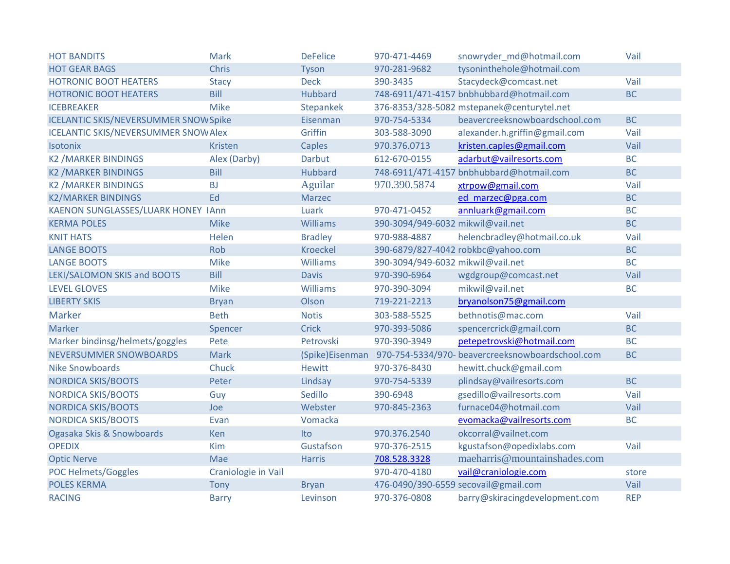| | | | | | |
|---|---|---|---|---|---|
| HOT BANDITS | Mark | DeFelice | 970-471-4469 | snowryder_md@hotmail.com | Vail |
| HOT GEAR BAGS | Chris | Tyson | 970-281-9682 | tysoninthehole@hotmail.com | |
| HOTRONIC BOOT HEATERS | Stacy | Deck | 390-3435 | Stacydeck@comcast.net | Vail |
| HOTRONIC BOOT HEATERS | Bill | Hubbard | 748-6911/471-4157 | bnbhubbard@hotmail.com | BC |
| ICEBREAKER | Mike | Stepankek | 376-8353/328-5082 | mstepanek@centurytel.net | |
| ICELANTIC SKIS/NEVERSUMMER SNOW | Spike | Eisenman | 970-754-5334 | beavercreeksnowboardschool.com | BC |
| ICELANTIC SKIS/NEVERSUMMER SNOW | Alex | Griffin | 303-588-3090 | alexander.h.griffin@gmail.com | Vail |
| Isotonix | Kristen | Caples | 970.376.0713 | kristen.caples@gmail.com | Vail |
| K2 /MARKER BINDINGS | Alex (Darby) | Darbut | 612-670-0155 | adarbut@vailresorts.com | BC |
| K2 /MARKER BINDINGS | Bill | Hubbard | 748-6911/471-4157 | bnbhubbard@hotmail.com | BC |
| K2 /MARKER BINDINGS | BJ | Aguilar | 970.390.5874 | xtrpow@gmail.com | Vail |
| K2/MARKER BINDINGS | Ed | Marzec | | ed_marzec@pga.com | BC |
| KAENON SUNGLASSES/LUARK HONEY | Ann | Luark | 970-471-0452 | annluark@gmail.com | BC |
| KERMA POLES | Mike | Williams | 390-3094/949-6032 | mikwil@vail.net | BC |
| KNIT HATS | Helen | Bradley | 970-988-4887 | helencbradley@hotmail.co.uk | Vail |
| LANGE BOOTS | Rob | Kroeckel | 390-6879/827-4042 | robkbc@yahoo.com | BC |
| LANGE BOOTS | Mike | Williams | 390-3094/949-6032 | mikwil@vail.net | BC |
| LEKI/SALOMON SKIS and BOOTS | Bill | Davis | 970-390-6964 | wgdgroup@comcast.net | Vail |
| LEVEL GLOVES | Mike | Williams | 970-390-3094 | mikwil@vail.net | BC |
| LIBERTY SKIS | Bryan | Olson | 719-221-2213 | bryanolson75@gmail.com | |
| Marker | Beth | Notis | 303-588-5525 | bethnotis@mac.com | Vail |
| Marker | Spencer | Crick | 970-393-5086 | spencercrick@gmail.com | BC |
| Marker bindinsg/helmets/goggles | Pete | Petrovski | 970-390-3949 | petepetrovski@hotmail.com | BC |
| NEVERSUMMER SNOWBOARDS | Mark | (Spike)Eisenman | 970-754-5334/970- | beavercreeksnowboardschool.com | BC |
| Nike Snowboards | Chuck | Hewitt | 970-376-8430 | hewitt.chuck@gmail.com | |
| NORDICA SKIS/BOOTS | Peter | Lindsay | 970-754-5339 | plindsay@vailresorts.com | BC |
| NORDICA SKIS/BOOTS | Guy | Sedillo | 390-6948 | gsedillo@vailresorts.com | Vail |
| NORDICA SKIS/BOOTS | Joe | Webster | 970-845-2363 | furnace04@hotmail.com | Vail |
| NORDICA SKIS/BOOTS | Evan | Vomacka | | evomacka@vailresorts.com | BC |
| Ogasaka Skis & Snowboards | Ken | Ito | 970.376.2540 | okcorral@vailnet.com | |
| OPEDIX | Kim | Gustafson | 970-376-2515 | kgustafson@opedixlabs.com | Vail |
| Optic Nerve | Mae | Harris | 708.528.3328 | maeharris@mountainshades.com | |
| POC Helmets/Goggles | Craniologie in Vail | | 970-470-4180 | vail@craniologie.com | store |
| POLES KERMA | Tony | Bryan | 476-0490/390-6559 | secovail@gmail.com | Vail |
| RACING | Barry | Levinson | 970-376-0808 | barry@skiracingdevelopment.com | REP |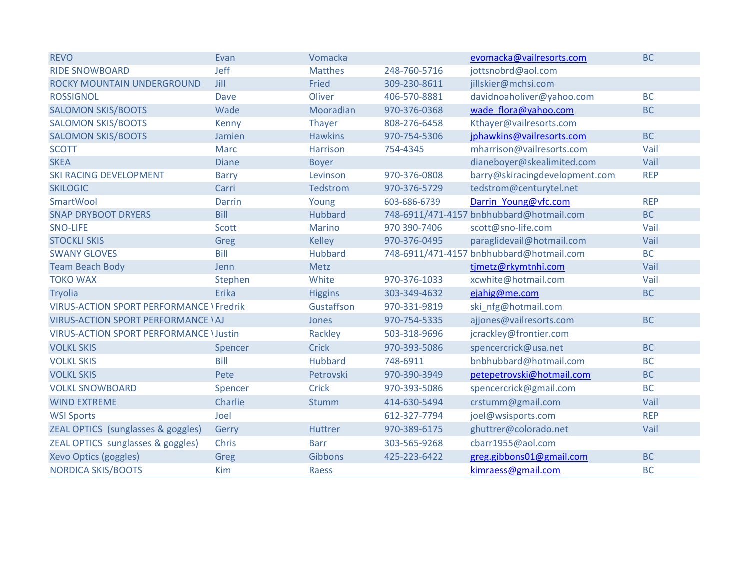| | | | | | |
|---|---|---|---|---|---|
| REVO | Evan | Vomacka | | evomacka@vailresorts.com | BC |
| RIDE SNOWBOARD | Jeff | Matthes | 248-760-5716 | jottsnobrd@aol.com | |
| ROCKY MOUNTAIN UNDERGROUND | Jill | Fried | 309-230-8611 | jillskier@mchsi.com | |
| ROSSIGNOL | Dave | Oliver | 406-570-8881 | davidnoaholiver@yahoo.com | BC |
| SALOMON SKIS/BOOTS | Wade | Mooradian | 970-376-0368 | wade_flora@yahoo.com | BC |
| SALOMON SKIS/BOOTS | Kenny | Thayer | 808-276-6458 | Kthayer@vailresorts.com | |
| SALOMON SKIS/BOOTS | Jamien | Hawkins | 970-754-5306 | jphawkins@vailresorts.com | BC |
| SCOTT | Marc | Harrison | 754-4345 | mharrison@vailresorts.com | Vail |
| SKEA | Diane | Boyer | | dianeboyer@skealimited.com | Vail |
| SKI RACING DEVELOPMENT | Barry | Levinson | 970-376-0808 | barry@skiracingdevelopment.com | REP |
| SKILOGIC | Carri | Tedstrom | 970-376-5729 | tedstrom@centurytel.net | |
| SmartWool | Darrin | Young | 603-686-6739 | Darrin_Young@vfc.com | REP |
| SNAP DRYBOOT DRYERS | Bill | Hubbard | 748-6911/471-4157 | bnbhubbard@hotmail.com | BC |
| SNO-LIFE | Scott | Marino | 970 390-7406 | scott@sno-life.com | Vail |
| STOCKLI SKIS | Greg | Kelley | 970-376-0495 | paraglidevail@hotmail.com | Vail |
| SWANY GLOVES | Bill | Hubbard | 748-6911/471-4157 | bnbhubbard@hotmail.com | BC |
| Team Beach Body | Jenn | Metz | | tjmetz@rkymtnhi.com | Vail |
| TOKO WAX | Stephen | White | 970-376-1033 | xcwhite@hotmail.com | Vail |
| Tryolia | Erika | Higgins | 303-349-4632 | ejahig@me.com | BC |
| VIRUS-ACTION SPORT PERFORMANCE \ | Fredrik | Gustaffson | 970-331-9819 | ski_nfg@hotmail.com | |
| VIRUS-ACTION SPORT PERFORMANCE \ | AJ | Jones | 970-754-5335 | ajjones@vailresorts.com | BC |
| VIRUS-ACTION SPORT PERFORMANCE \ | Justin | Rackley | 503-318-9696 | jcrackley@frontier.com | |
| VOLKL SKIS | Spencer | Crick | 970-393-5086 | spencercrick@usa.net | BC |
| VOLKL SKIS | Bill | Hubbard | 748-6911 | bnbhubbard@hotmail.com | BC |
| VOLKL SKIS | Pete | Petrovski | 970-390-3949 | petepetrovski@hotmail.com | BC |
| VOLKL SNOWBOARD | Spencer | Crick | 970-393-5086 | spencercrick@gmail.com | BC |
| WIND EXTREME | Charlie | Stumm | 414-630-5494 | crstumm@gmail.com | Vail |
| WSI Sports | Joel | | 612-327-7794 | joel@wsisports.com | REP |
| ZEAL OPTICS (sunglasses & goggles) | Gerry | Huttrer | 970-389-6175 | ghuttrer@colorado.net | Vail |
| ZEAL OPTICS sunglasses & goggles) | Chris | Barr | 303-565-9268 | cbarr1955@aol.com | |
| Xevo Optics (goggles) | Greg | Gibbons | 425-223-6422 | greg.gibbons01@gmail.com | BC |
| NORDICA SKIS/BOOTS | Kim | Raess | | kimraess@gmail.com | BC |